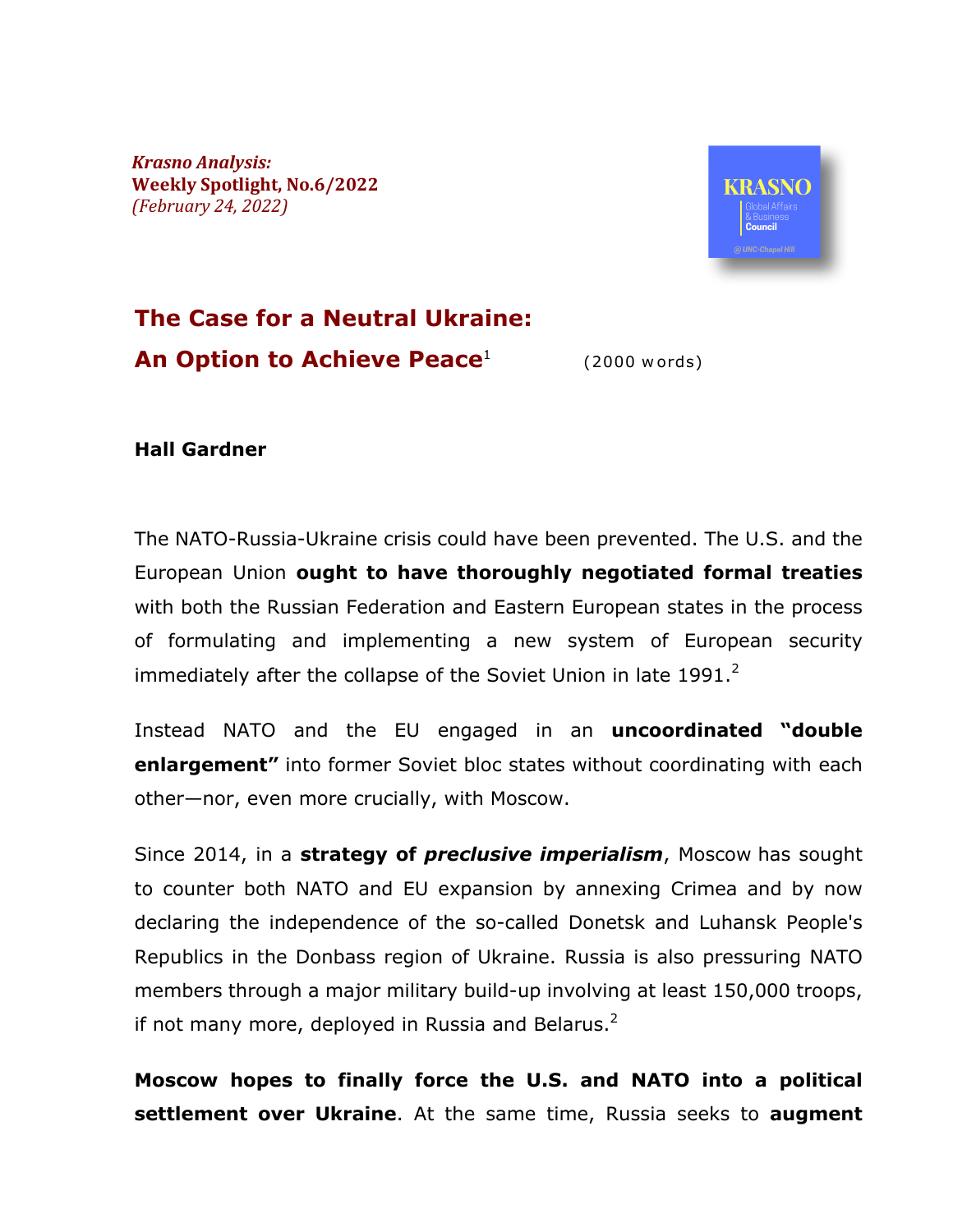*Krasno Analysis:*
**Weekly Spotlight, No.6/2022**
*(February 24, 2022)*

KRASNO Global Affairs & Business Council @ UNC-Chapel Hill

# The Case for a Neutral Ukraine: An Option to Achieve Peace[1]

(2000 words)

**Hall Gardner**

The NATO-Russia-Ukraine crisis could have been prevented. The U.S. and the European Union **ought to have thoroughly negotiated formal treaties** with both the Russian Federation and Eastern European states in the process of formulating and implementing a new system of European security immediately after the collapse of the Soviet Union in late 1991.[2]

Instead NATO and the EU engaged in an **uncoordinated "double enlargement"** into former Soviet bloc states without coordinating with each other—nor, even more crucially, with Moscow.

Since 2014, in a **strategy of *preclusive imperialism***, Moscow has sought to counter both NATO and EU expansion by annexing Crimea and by now declaring the independence of the so-called Donetsk and Luhansk People's Republics in the Donbass region of Ukraine. Russia is also pressuring NATO members through a major military build-up involving at least 150,000 troops, if not many more, deployed in Russia and Belarus.[2]

**Moscow hopes to finally force the U.S. and NATO into a political settlement over Ukraine**. At the same time, Russia seeks to **augment**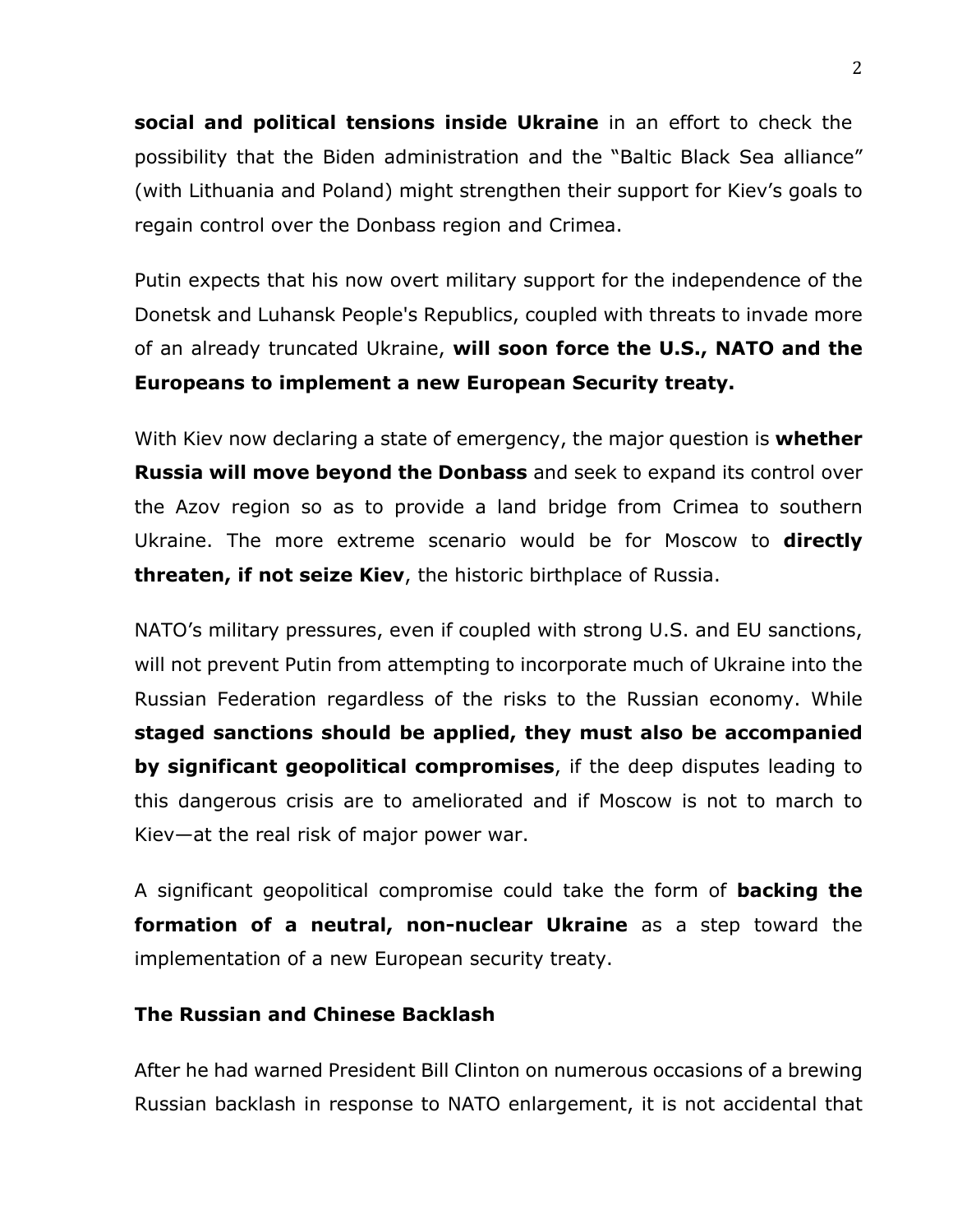**social and political tensions inside Ukraine** in an effort to check the possibility that the Biden administration and the "Baltic Black Sea alliance" (with Lithuania and Poland) might strengthen their support for Kiev's goals to regain control over the Donbass region and Crimea.

Putin expects that his now overt military support for the independence of the Donetsk and Luhansk People's Republics, coupled with threats to invade more of an already truncated Ukraine, **will soon force the U.S., NATO and the Europeans to implement a new European Security treaty.**

With Kiev now declaring a state of emergency, the major question is **whether Russia will move beyond the Donbass** and seek to expand its control over the Azov region so as to provide a land bridge from Crimea to southern Ukraine. The more extreme scenario would be for Moscow to **directly threaten, if not seize Kiev**, the historic birthplace of Russia.

NATO's military pressures, even if coupled with strong U.S. and EU sanctions, will not prevent Putin from attempting to incorporate much of Ukraine into the Russian Federation regardless of the risks to the Russian economy. While **staged sanctions should be applied, they must also be accompanied by significant geopolitical compromises**, if the deep disputes leading to this dangerous crisis are to ameliorated and if Moscow is not to march to Kiev—at the real risk of major power war.

A significant geopolitical compromise could take the form of **backing the formation of a neutral, non-nuclear Ukraine** as a step toward the implementation of a new European security treaty.

**The Russian and Chinese Backlash**

After he had warned President Bill Clinton on numerous occasions of a brewing Russian backlash in response to NATO enlargement, it is not accidental that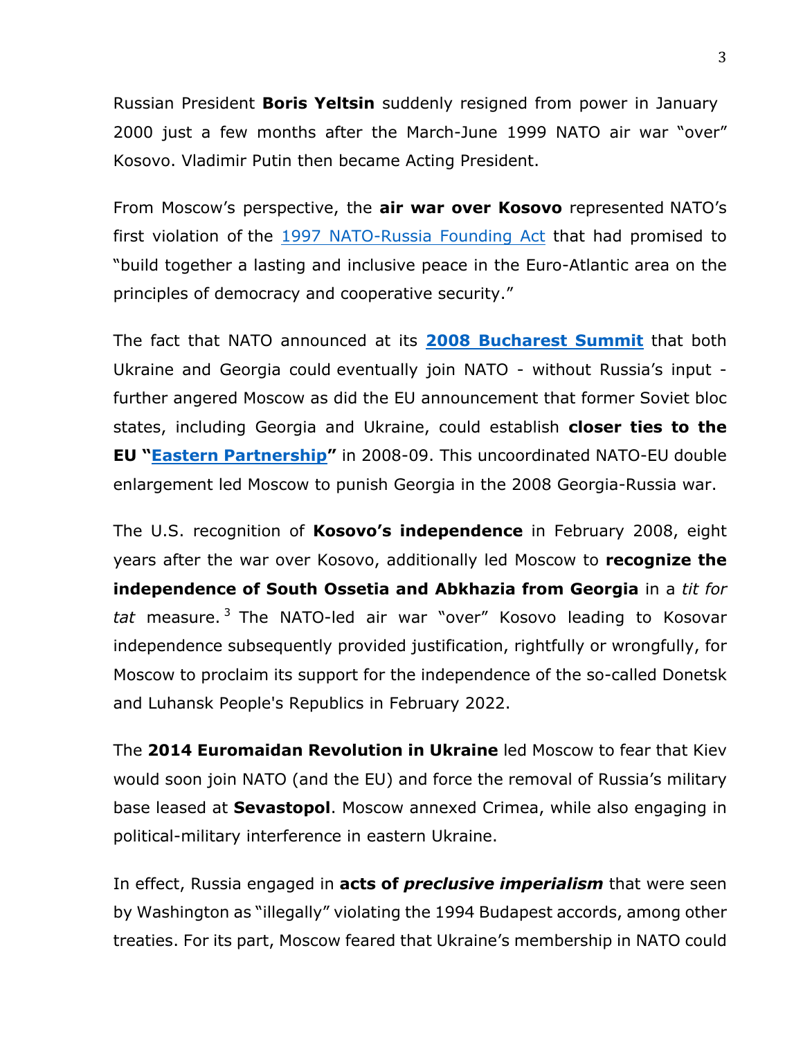Russian President **Boris Yeltsin** suddenly resigned from power in January 2000 just a few months after the March-June 1999 NATO air war "over" Kosovo. Vladimir Putin then became Acting President.

From Moscow's perspective, the **air war over Kosovo** represented NATO's first violation of the 1997 NATO-Russia Founding Act that had promised to "build together a lasting and inclusive peace in the Euro-Atlantic area on the principles of democracy and cooperative security."

The fact that NATO announced at its **2008 Bucharest Summit** that both Ukraine and Georgia could eventually join NATO - without Russia's input - further angered Moscow as did the EU announcement that former Soviet bloc states, including Georgia and Ukraine, could establish **closer ties to the EU "Eastern Partnership"** in 2008-09. This uncoordinated NATO-EU double enlargement led Moscow to punish Georgia in the 2008 Georgia-Russia war.

The U.S. recognition of **Kosovo's independence** in February 2008, eight years after the war over Kosovo, additionally led Moscow to **recognize the independence of South Ossetia and Abkhazia from Georgia** in a *tit for tat* measure.[3] The NATO-led air war "over" Kosovo leading to Kosovar independence subsequently provided justification, rightfully or wrongfully, for Moscow to proclaim its support for the independence of the so-called Donetsk and Luhansk People's Republics in February 2022.

The **2014 Euromaidan Revolution in Ukraine** led Moscow to fear that Kiev would soon join NATO (and the EU) and force the removal of Russia's military base leased at **Sevastopol**. Moscow annexed Crimea, while also engaging in political-military interference in eastern Ukraine.

In effect, Russia engaged in **acts of *preclusive imperialism*** that were seen by Washington as "illegally" violating the 1994 Budapest accords, among other treaties. For its part, Moscow feared that Ukraine's membership in NATO could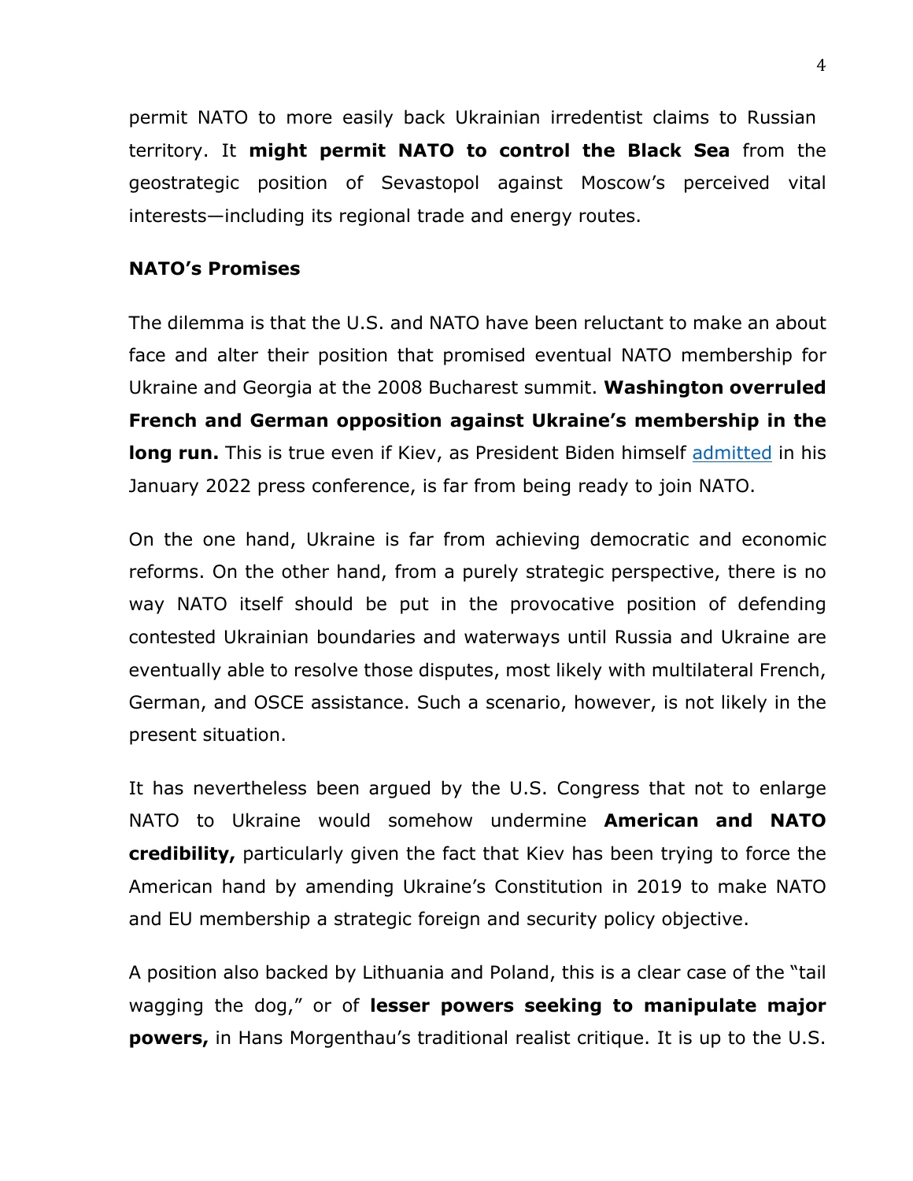permit NATO to more easily back Ukrainian irredentist claims to Russian territory. It **might permit NATO to control the Black Sea** from the geostrategic position of Sevastopol against Moscow's perceived vital interests—including its regional trade and energy routes.

### NATO's Promises

The dilemma is that the U.S. and NATO have been reluctant to make an about face and alter their position that promised eventual NATO membership for Ukraine and Georgia at the 2008 Bucharest summit. **Washington overruled French and German opposition against Ukraine's membership in the long run.** This is true even if Kiev, as President Biden himself admitted in his January 2022 press conference, is far from being ready to join NATO.

On the one hand, Ukraine is far from achieving democratic and economic reforms. On the other hand, from a purely strategic perspective, there is no way NATO itself should be put in the provocative position of defending contested Ukrainian boundaries and waterways until Russia and Ukraine are eventually able to resolve those disputes, most likely with multilateral French, German, and OSCE assistance. Such a scenario, however, is not likely in the present situation.

It has nevertheless been argued by the U.S. Congress that not to enlarge NATO to Ukraine would somehow undermine **American and NATO credibility,** particularly given the fact that Kiev has been trying to force the American hand by amending Ukraine's Constitution in 2019 to make NATO and EU membership a strategic foreign and security policy objective.

A position also backed by Lithuania and Poland, this is a clear case of the "tail wagging the dog," or of **lesser powers seeking to manipulate major powers,** in Hans Morgenthau's traditional realist critique. It is up to the U.S.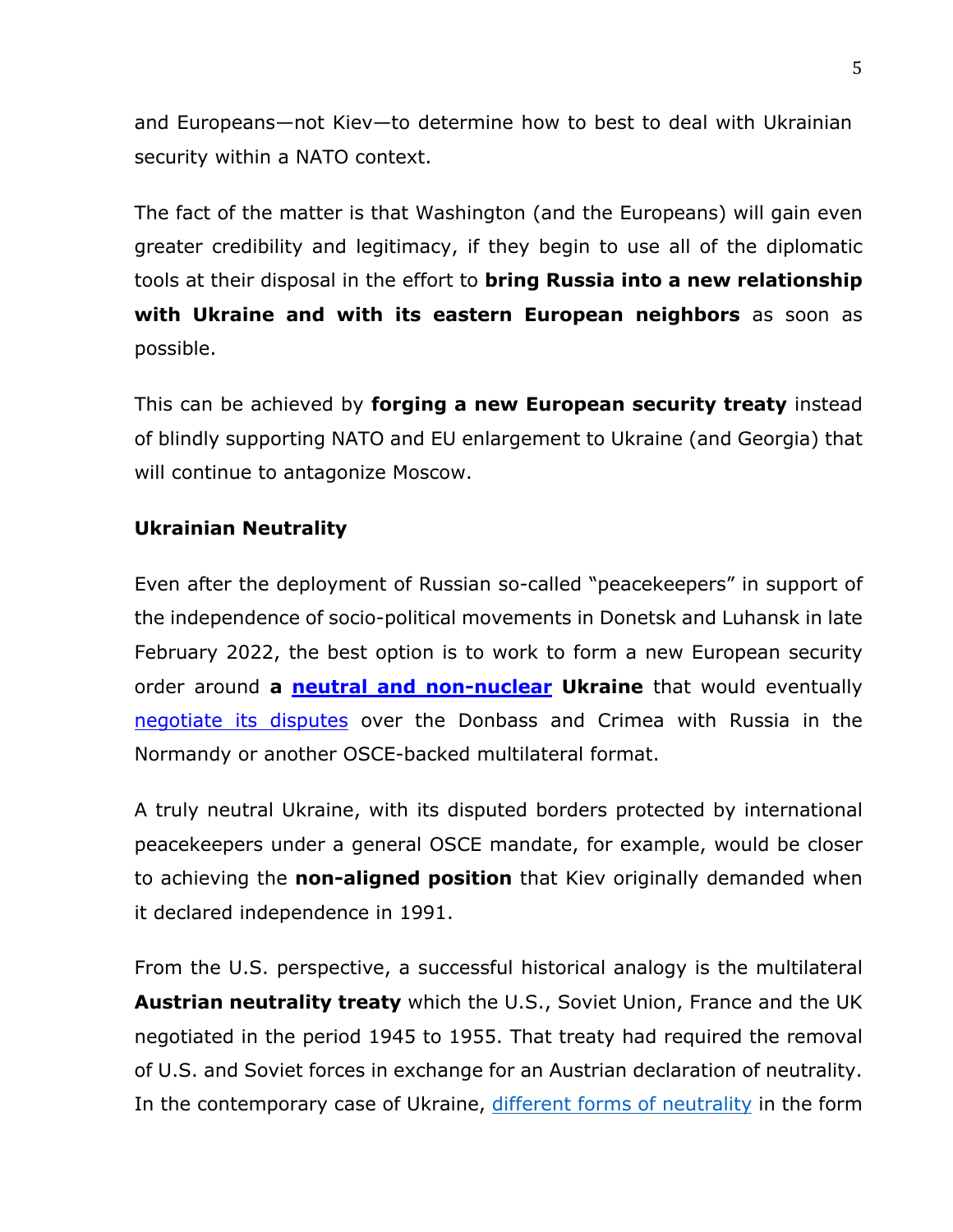and Europeans—not Kiev—to determine how to best to deal with Ukrainian security within a NATO context.

The fact of the matter is that Washington (and the Europeans) will gain even greater credibility and legitimacy, if they begin to use all of the diplomatic tools at their disposal in the effort to **bring Russia into a new relationship with Ukraine and with its eastern European neighbors** as soon as possible.

This can be achieved by **forging a new European security treaty** instead of blindly supporting NATO and EU enlargement to Ukraine (and Georgia) that will continue to antagonize Moscow.

**Ukrainian Neutrality**

Even after the deployment of Russian so-called "peacekeepers" in support of the independence of socio-political movements in Donetsk and Luhansk in late February 2022, the best option is to work to form a new European security order around **a neutral and non-nuclear Ukraine** that would eventually negotiate its disputes over the Donbass and Crimea with Russia in the Normandy or another OSCE-backed multilateral format.

A truly neutral Ukraine, with its disputed borders protected by international peacekeepers under a general OSCE mandate, for example, would be closer to achieving the **non-aligned position** that Kiev originally demanded when it declared independence in 1991.

From the U.S. perspective, a successful historical analogy is the multilateral **Austrian neutrality treaty** which the U.S., Soviet Union, France and the UK negotiated in the period 1945 to 1955. That treaty had required the removal of U.S. and Soviet forces in exchange for an Austrian declaration of neutrality. In the contemporary case of Ukraine, different forms of neutrality in the form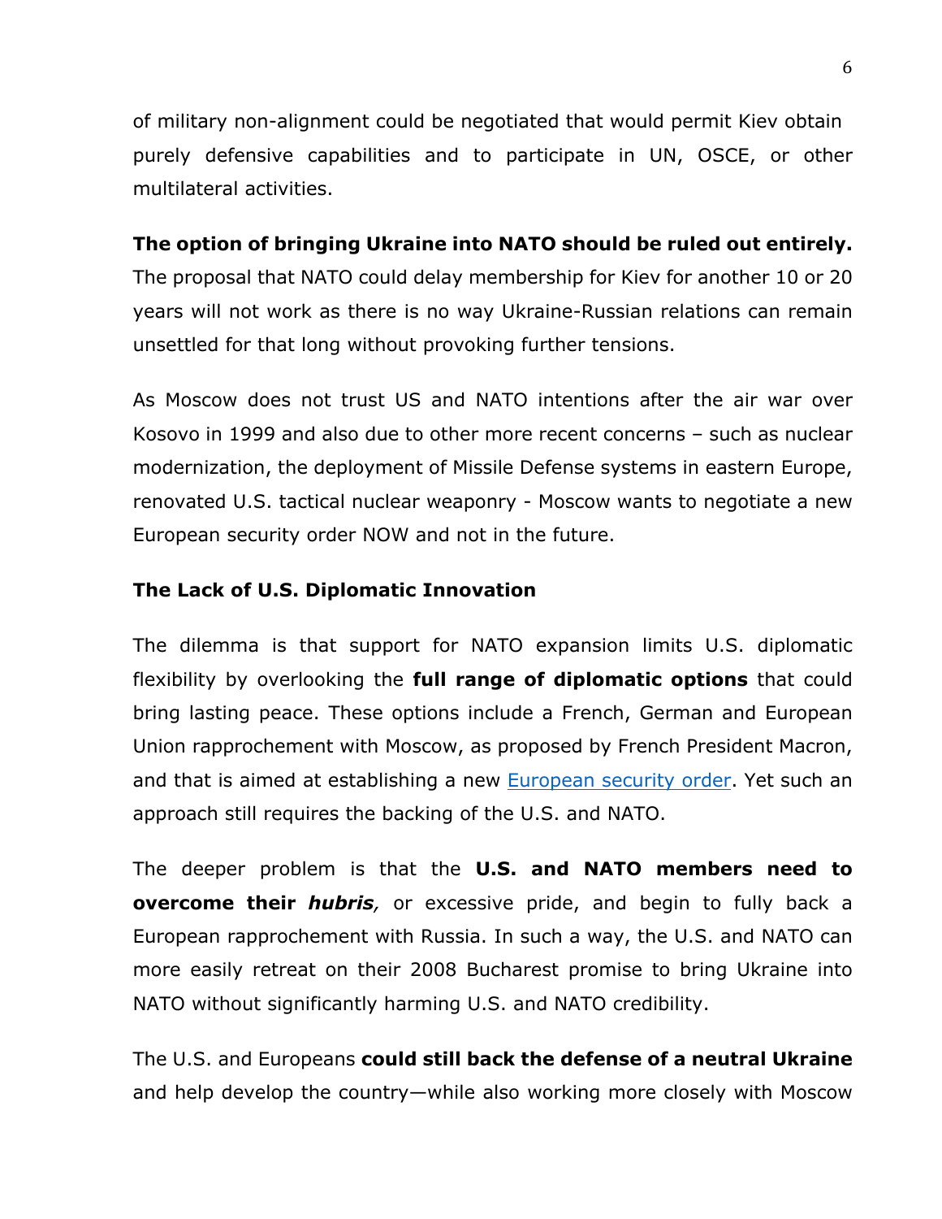of military non-alignment could be negotiated that would permit Kiev obtain purely defensive capabilities and to participate in UN, OSCE, or other multilateral activities.

**The option of bringing Ukraine into NATO should be ruled out entirely.** The proposal that NATO could delay membership for Kiev for another 10 or 20 years will not work as there is no way Ukraine-Russian relations can remain unsettled for that long without provoking further tensions.

As Moscow does not trust US and NATO intentions after the air war over Kosovo in 1999 and also due to other more recent concerns – such as nuclear modernization, the deployment of Missile Defense systems in eastern Europe, renovated U.S. tactical nuclear weaponry - Moscow wants to negotiate a new European security order NOW and not in the future.

**The Lack of U.S. Diplomatic Innovation**

The dilemma is that support for NATO expansion limits U.S. diplomatic flexibility by overlooking the **full range of diplomatic options** that could bring lasting peace. These options include a French, German and European Union rapprochement with Moscow, as proposed by French President Macron, and that is aimed at establishing a new European security order. Yet such an approach still requires the backing of the U.S. and NATO.

The deeper problem is that the **U.S. and NATO members need to overcome their *hubris*,** or excessive pride, and begin to fully back a European rapprochement with Russia. In such a way, the U.S. and NATO can more easily retreat on their 2008 Bucharest promise to bring Ukraine into NATO without significantly harming U.S. and NATO credibility.

The U.S. and Europeans **could still back the defense of a neutral Ukraine** and help develop the country—while also working more closely with Moscow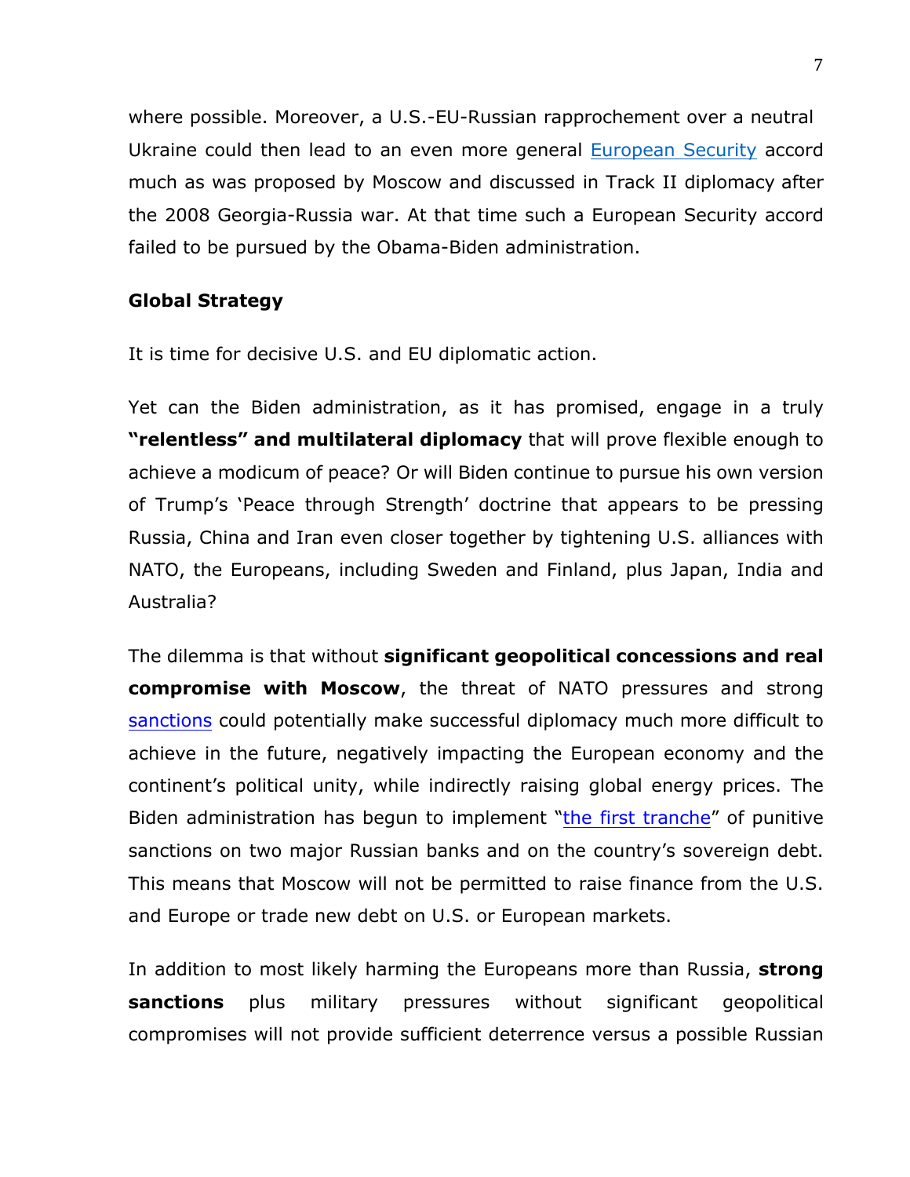where possible. Moreover, a U.S.-EU-Russian rapprochement over a neutral Ukraine could then lead to an even more general European Security accord much as was proposed by Moscow and discussed in Track II diplomacy after the 2008 Georgia-Russia war. At that time such a European Security accord failed to be pursued by the Obama-Biden administration.

**Global Strategy**

It is time for decisive U.S. and EU diplomatic action.

Yet can the Biden administration, as it has promised, engage in a truly **"relentless" and multilateral diplomacy** that will prove flexible enough to achieve a modicum of peace? Or will Biden continue to pursue his own version of Trump's 'Peace through Strength' doctrine that appears to be pressing Russia, China and Iran even closer together by tightening U.S. alliances with NATO, the Europeans, including Sweden and Finland, plus Japan, India and Australia?

The dilemma is that without **significant geopolitical concessions and real compromise with Moscow**, the threat of NATO pressures and strong sanctions could potentially make successful diplomacy much more difficult to achieve in the future, negatively impacting the European economy and the continent's political unity, while indirectly raising global energy prices. The Biden administration has begun to implement "the first tranche" of punitive sanctions on two major Russian banks and on the country's sovereign debt. This means that Moscow will not be permitted to raise finance from the U.S. and Europe or trade new debt on U.S. or European markets.

In addition to most likely harming the Europeans more than Russia, **strong sanctions** plus military pressures without significant geopolitical compromises will not provide sufficient deterrence versus a possible Russian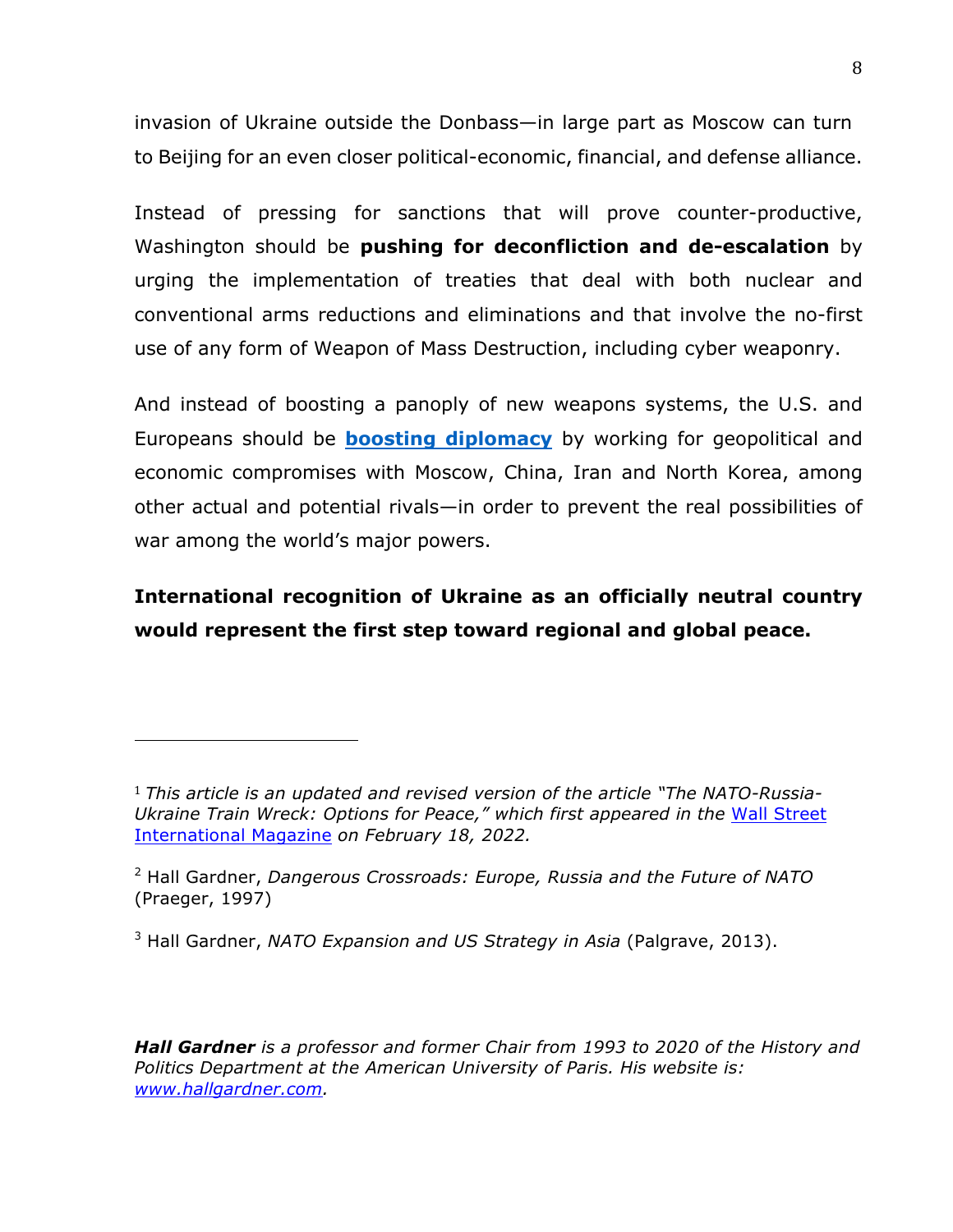invasion of Ukraine outside the Donbass—in large part as Moscow can turn to Beijing for an even closer political-economic, financial, and defense alliance.

Instead of pressing for sanctions that will prove counter-productive, Washington should be **pushing for deconfliction and de-escalation** by urging the implementation of treaties that deal with both nuclear and conventional arms reductions and eliminations and that involve the no-first use of any form of Weapon of Mass Destruction, including cyber weaponry.

And instead of boosting a panoply of new weapons systems, the U.S. and Europeans should be **boosting diplomacy** by working for geopolitical and economic compromises with Moscow, China, Iran and North Korea, among other actual and potential rivals—in order to prevent the real possibilities of war among the world's major powers.

**International recognition of Ukraine as an officially neutral country would represent the first step toward regional and global peace.**

---

[1] *This article is an updated and revised version of the article "The NATO-Russia-Ukraine Train Wreck: Options for Peace," which first appeared in the* Wall Street International Magazine *on February 18, 2022.*

[2] Hall Gardner, *Dangerous Crossroads: Europe, Russia and the Future of NATO* (Praeger, 1997)

[3] Hall Gardner, *NATO Expansion and US Strategy in Asia* (Palgrave, 2013).

***Hall Gardner** is a professor and former Chair from 1993 to 2020 of the History and Politics Department at the American University of Paris. His website is: www.hallgardner.com.*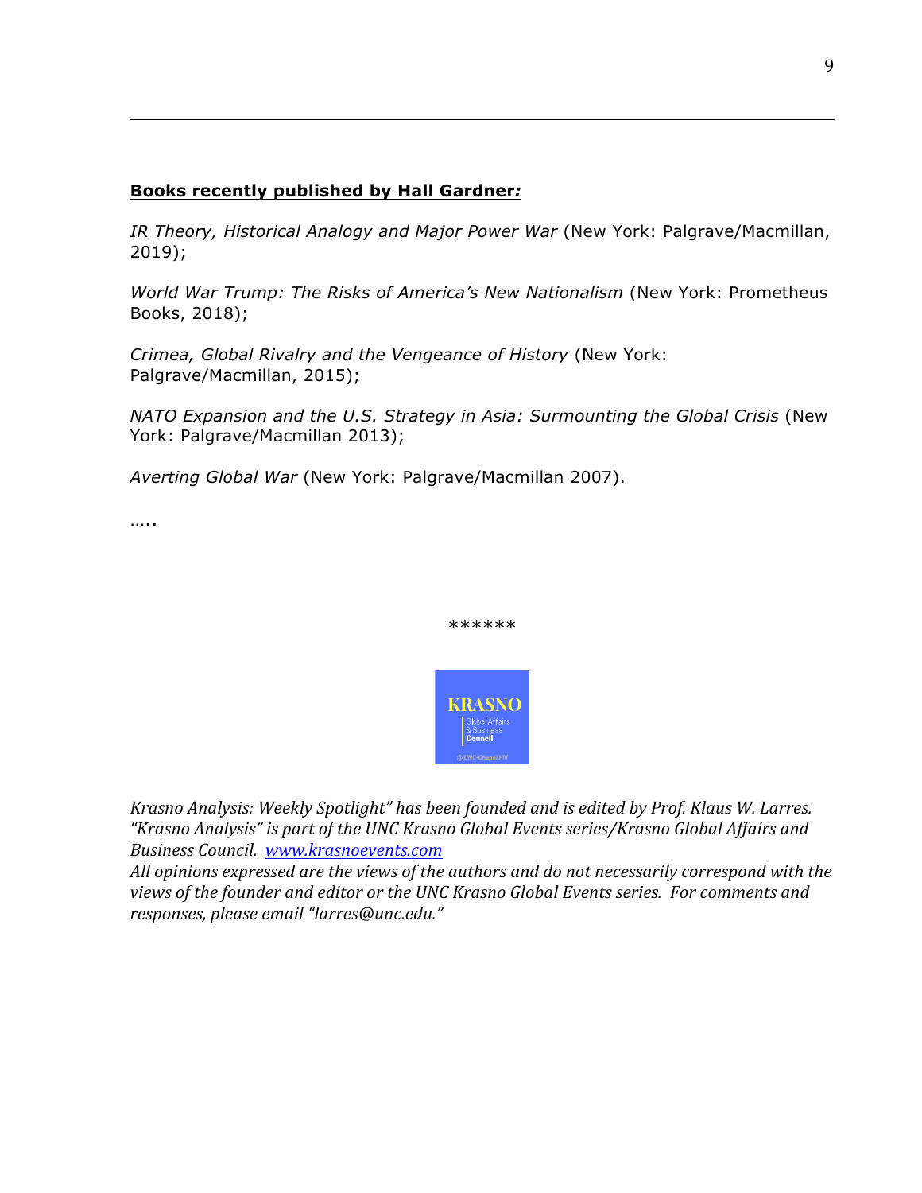**Books recently published by Hall Gardner*:***

*IR Theory, Historical Analogy and Major Power War* (New York: Palgrave/Macmillan, 2019);

*World War Trump: The Risks of America's New Nationalism* (New York: Prometheus Books, 2018);

*Crimea, Global Rivalry and the Vengeance of History* (New York: Palgrave/Macmillan, 2015);

*NATO Expansion and the U.S. Strategy in Asia: Surmounting the Global Crisis* (New York: Palgrave/Macmillan 2013);

*Averting Global War* (New York: Palgrave/Macmillan 2007).

…..

******

*Krasno Analysis: Weekly Spotlight" has been founded and is edited by Prof. Klaus W. Larres. "Krasno Analysis" is part of the UNC Krasno Global Events series/Krasno Global Affairs and Business Council. [www.krasnoevents.com](http://www.krasnoevents.com)*
*All opinions expressed are the views of the authors and do not necessarily correspond with the views of the founder and editor or the UNC Krasno Global Events series. For comments and responses, please email "larres@unc.edu."*